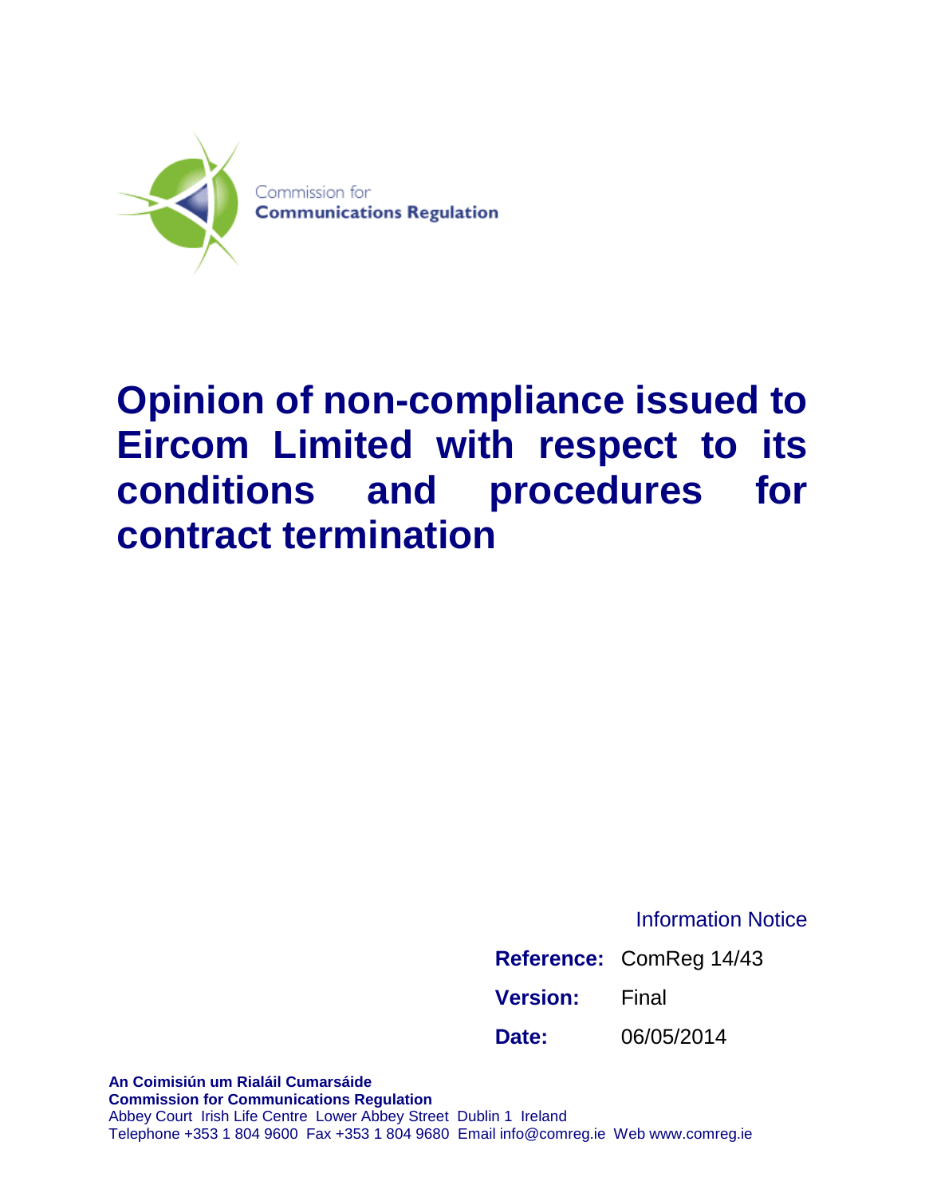Commission for
**Communications Regulation**

# Opinion of non-compliance issued to Eircom Limited with respect to its conditions and procedures for contract termination

Information Notice

| | |
|---|---|
| **Reference:** | ComReg 14/43 |
| **Version:** | Final |
| **Date:** | 06/05/2014 |

**An Coimisiún um Rialáil Cumarsáide**
**Commission for Communications Regulation**
Abbey Court Irish Life Centre Lower Abbey Street Dublin 1 Ireland
Telephone +353 1 804 9600 Fax +353 1 804 9680 Email info@comreg.ie Web www.comreg.ie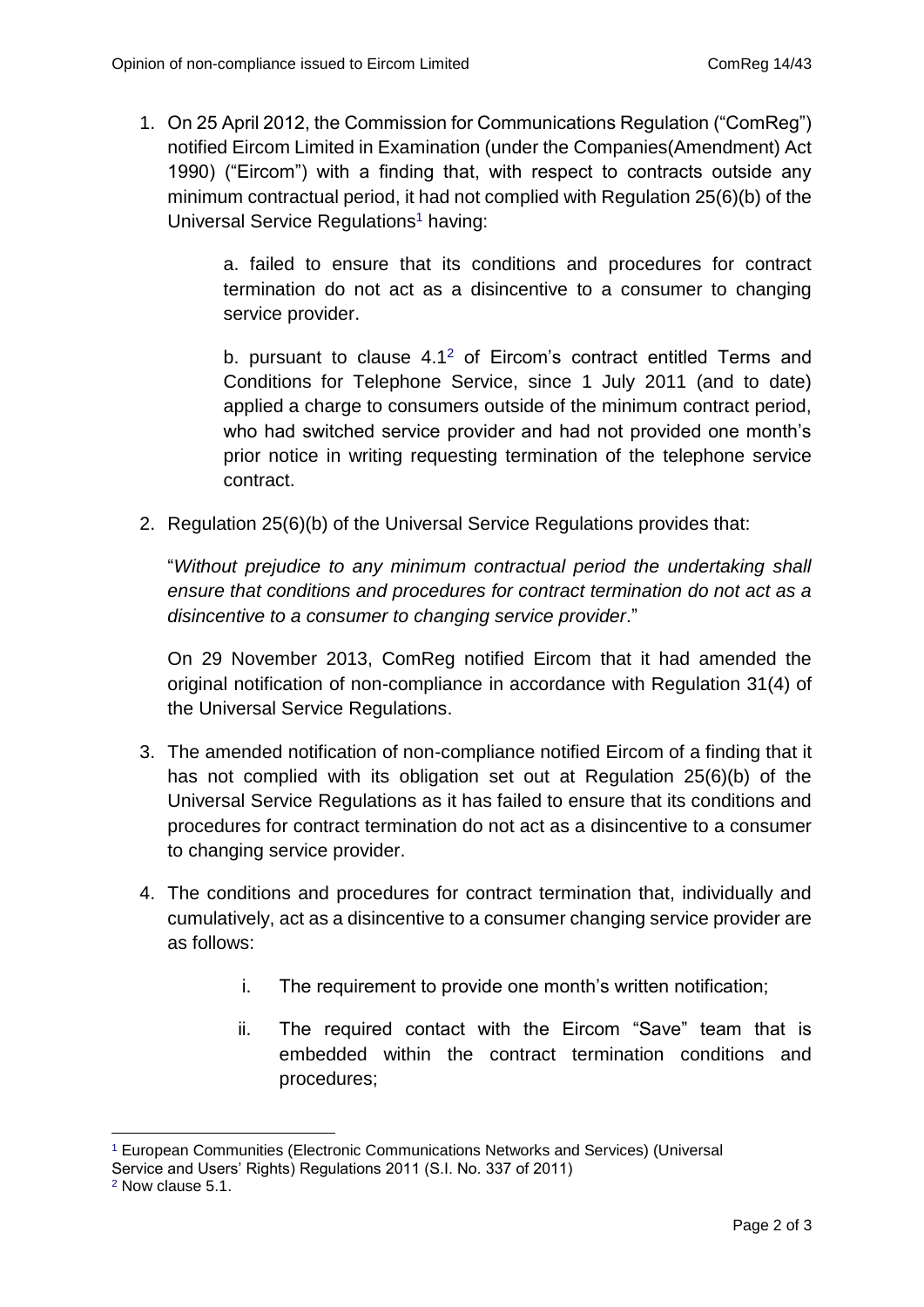1. On 25 April 2012, the Commission for Communications Regulation ("ComReg") notified Eircom Limited in Examination (under the Companies(Amendment) Act 1990) ("Eircom") with a finding that, with respect to contracts outside any minimum contractual period, it had not complied with Regulation 25(6)(b) of the Universal Service Regulations[1] having:

   a. failed to ensure that its conditions and procedures for contract termination do not act as a disincentive to a consumer to changing service provider.

   b. pursuant to clause 4.1[2] of Eircom's contract entitled Terms and Conditions for Telephone Service, since 1 July 2011 (and to date) applied a charge to consumers outside of the minimum contract period, who had switched service provider and had not provided one month's prior notice in writing requesting termination of the telephone service contract.

2. Regulation 25(6)(b) of the Universal Service Regulations provides that:

   "*Without prejudice to any minimum contractual period the undertaking shall ensure that conditions and procedures for contract termination do not act as a disincentive to a consumer to changing service provider*."

   On 29 November 2013, ComReg notified Eircom that it had amended the original notification of non-compliance in accordance with Regulation 31(4) of the Universal Service Regulations.

3. The amended notification of non-compliance notified Eircom of a finding that it has not complied with its obligation set out at Regulation 25(6)(b) of the Universal Service Regulations as it has failed to ensure that its conditions and procedures for contract termination do not act as a disincentive to a consumer to changing service provider.

4. The conditions and procedures for contract termination that, individually and cumulatively, act as a disincentive to a consumer changing service provider are as follows:

   i. The requirement to provide one month's written notification;

   ii. The required contact with the Eircom "Save" team that is embedded within the contract termination conditions and procedures;

---

[1] European Communities (Electronic Communications Networks and Services) (Universal Service and Users' Rights) Regulations 2011 (S.I. No. 337 of 2011)

[2] Now clause 5.1.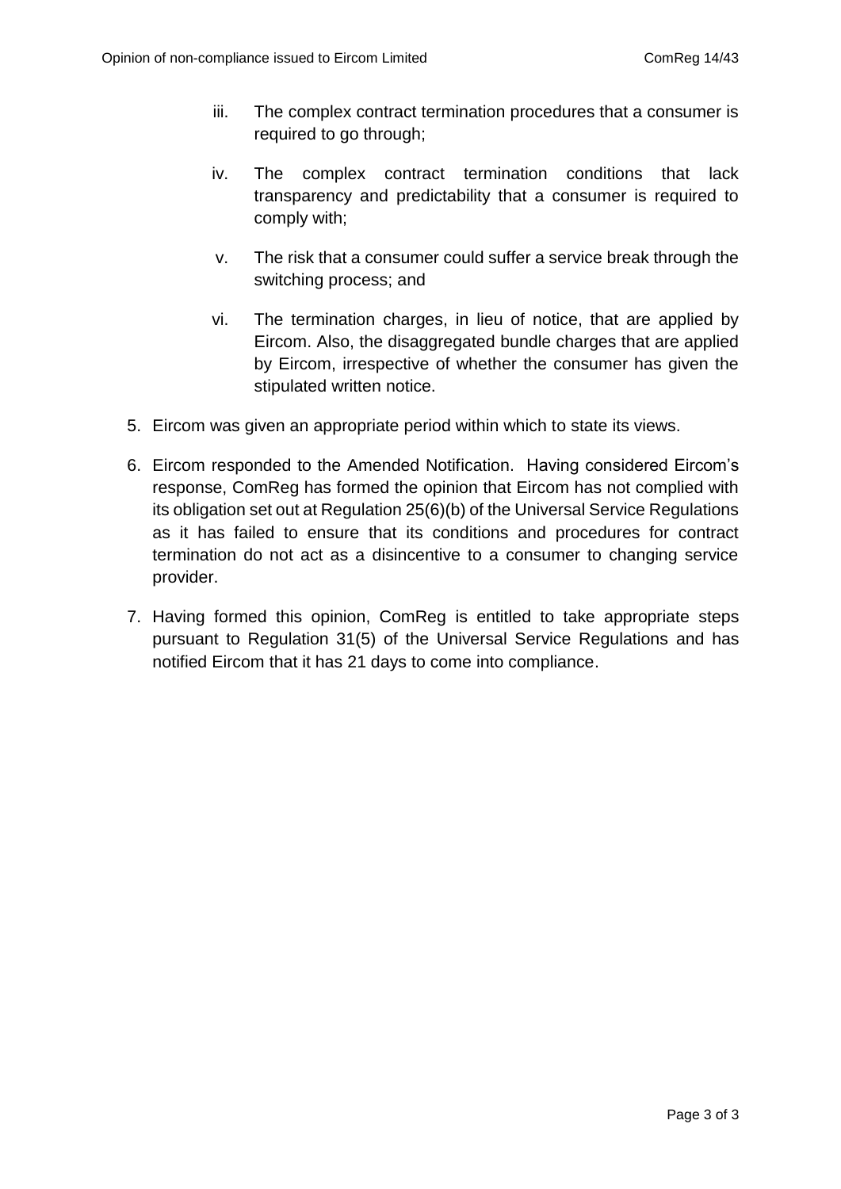iii. The complex contract termination procedures that a consumer is required to go through;

iv. The complex contract termination conditions that lack transparency and predictability that a consumer is required to comply with;

v. The risk that a consumer could suffer a service break through the switching process; and

vi. The termination charges, in lieu of notice, that are applied by Eircom. Also, the disaggregated bundle charges that are applied by Eircom, irrespective of whether the consumer has given the stipulated written notice.

5. Eircom was given an appropriate period within which to state its views.

6. Eircom responded to the Amended Notification. Having considered Eircom's response, ComReg has formed the opinion that Eircom has not complied with its obligation set out at Regulation 25(6)(b) of the Universal Service Regulations as it has failed to ensure that its conditions and procedures for contract termination do not act as a disincentive to a consumer to changing service provider.

7. Having formed this opinion, ComReg is entitled to take appropriate steps pursuant to Regulation 31(5) of the Universal Service Regulations and has notified Eircom that it has 21 days to come into compliance.